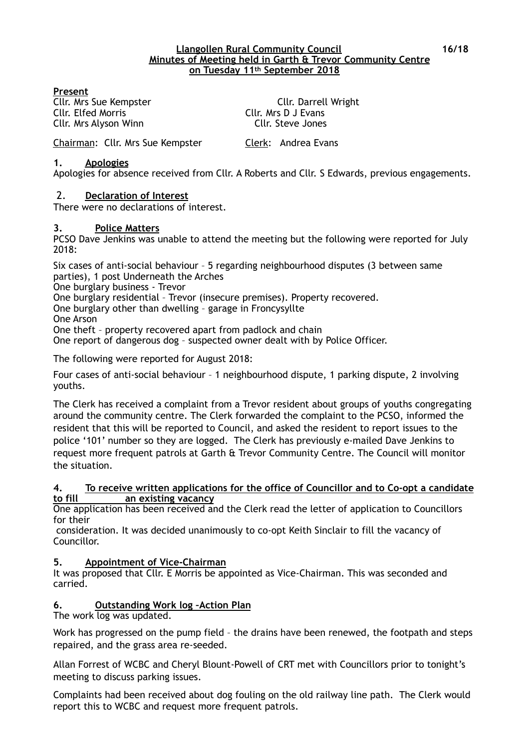**Llangollen Rural Community Council** **16/18**
**Minutes of Meeting held in Garth & Trevor Community Centre on Tuesday 11th September 2018**

**Present**

Cllr. Mrs Sue Kempster
Cllr. Darrell Wright
Cllr. Elfed Morris
Cllr. Mrs D J Evans
Cllr. Mrs Alyson Winn
Cllr. Steve Jones

Chairman: Cllr. Mrs Sue Kempster
Clerk: Andrea Evans

## 1. Apologies

Apologies for absence received from Cllr. A Roberts and Cllr. S Edwards, previous engagements.

## 2. Declaration of Interest

There were no declarations of interest.

## 3. Police Matters

PCSO Dave Jenkins was unable to attend the meeting but the following were reported for July 2018:

Six cases of anti-social behaviour – 5 regarding neighbourhood disputes (3 between same parties), 1 post Underneath the Arches
One burglary business - Trevor
One burglary residential – Trevor (insecure premises). Property recovered.
One burglary other than dwelling – garage in Froncysyllte
One Arson
One theft – property recovered apart from padlock and chain
One report of dangerous dog – suspected owner dealt with by Police Officer.

The following were reported for August 2018:

Four cases of anti-social behaviour – 1 neighbourhood dispute, 1 parking dispute, 2 involving youths.

The Clerk has received a complaint from a Trevor resident about groups of youths congregating around the community centre. The Clerk forwarded the complaint to the PCSO, informed the resident that this will be reported to Council, and asked the resident to report issues to the police '101' number so they are logged. The Clerk has previously e-mailed Dave Jenkins to request more frequent patrols at Garth & Trevor Community Centre. The Council will monitor the situation.

## 4. To receive written applications for the office of Councillor and to Co-opt a candidate to fill an existing vacancy

One application has been received and the Clerk read the letter of application to Councillors for their consideration. It was decided unanimously to co-opt Keith Sinclair to fill the vacancy of Councillor.

## 5. Appointment of Vice-Chairman

It was proposed that Cllr. E Morris be appointed as Vice-Chairman. This was seconded and carried.

## 6. Outstanding Work log –Action Plan

The work log was updated.

Work has progressed on the pump field – the drains have been renewed, the footpath and steps repaired, and the grass area re-seeded.

Allan Forrest of WCBC and Cheryl Blount-Powell of CRT met with Councillors prior to tonight's meeting to discuss parking issues.

Complaints had been received about dog fouling on the old railway line path. The Clerk would report this to WCBC and request more frequent patrols.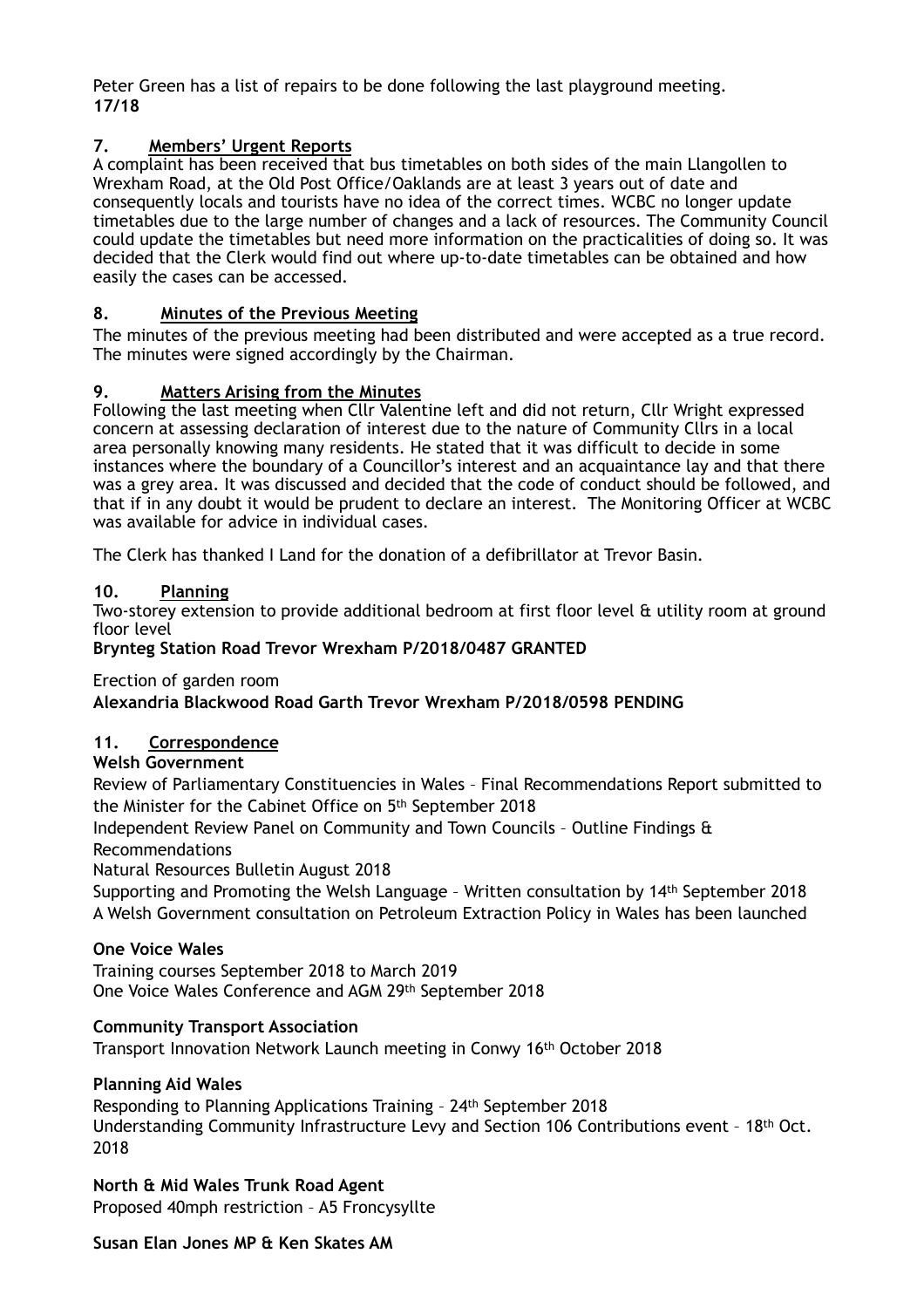Peter Green has a list of repairs to be done following the last playground meeting.
**17/18**

## 7. Members' Urgent Reports

A complaint has been received that bus timetables on both sides of the main Llangollen to Wrexham Road, at the Old Post Office/Oaklands are at least 3 years out of date and consequently locals and tourists have no idea of the correct times. WCBC no longer update timetables due to the large number of changes and a lack of resources. The Community Council could update the timetables but need more information on the practicalities of doing so. It was decided that the Clerk would find out where up-to-date timetables can be obtained and how easily the cases can be accessed.

## 8. Minutes of the Previous Meeting

The minutes of the previous meeting had been distributed and were accepted as a true record. The minutes were signed accordingly by the Chairman.

## 9. Matters Arising from the Minutes

Following the last meeting when Cllr Valentine left and did not return, Cllr Wright expressed concern at assessing declaration of interest due to the nature of Community Cllrs in a local area personally knowing many residents. He stated that it was difficult to decide in some instances where the boundary of a Councillor's interest and an acquaintance lay and that there was a grey area. It was discussed and decided that the code of conduct should be followed, and that if in any doubt it would be prudent to declare an interest. The Monitoring Officer at WCBC was available for advice in individual cases.

The Clerk has thanked I Land for the donation of a defibrillator at Trevor Basin.

## 10. Planning

Two-storey extension to provide additional bedroom at first floor level & utility room at ground floor level

**Brynteg Station Road Trevor Wrexham P/2018/0487 GRANTED**

Erection of garden room

**Alexandria Blackwood Road Garth Trevor Wrexham P/2018/0598 PENDING**

## 11. Correspondence

**Welsh Government**

Review of Parliamentary Constituencies in Wales – Final Recommendations Report submitted to the Minister for the Cabinet Office on 5th September 2018

Independent Review Panel on Community and Town Councils – Outline Findings & Recommendations

Natural Resources Bulletin August 2018

Supporting and Promoting the Welsh Language – Written consultation by 14th September 2018

A Welsh Government consultation on Petroleum Extraction Policy in Wales has been launched

**One Voice Wales**

Training courses September 2018 to March 2019

One Voice Wales Conference and AGM 29th September 2018

**Community Transport Association**

Transport Innovation Network Launch meeting in Conwy 16th October 2018

**Planning Aid Wales**

Responding to Planning Applications Training – 24th September 2018

Understanding Community Infrastructure Levy and Section 106 Contributions event – 18th Oct. 2018

**North & Mid Wales Trunk Road Agent**

Proposed 40mph restriction – A5 Froncysyllte

**Susan Elan Jones MP & Ken Skates AM**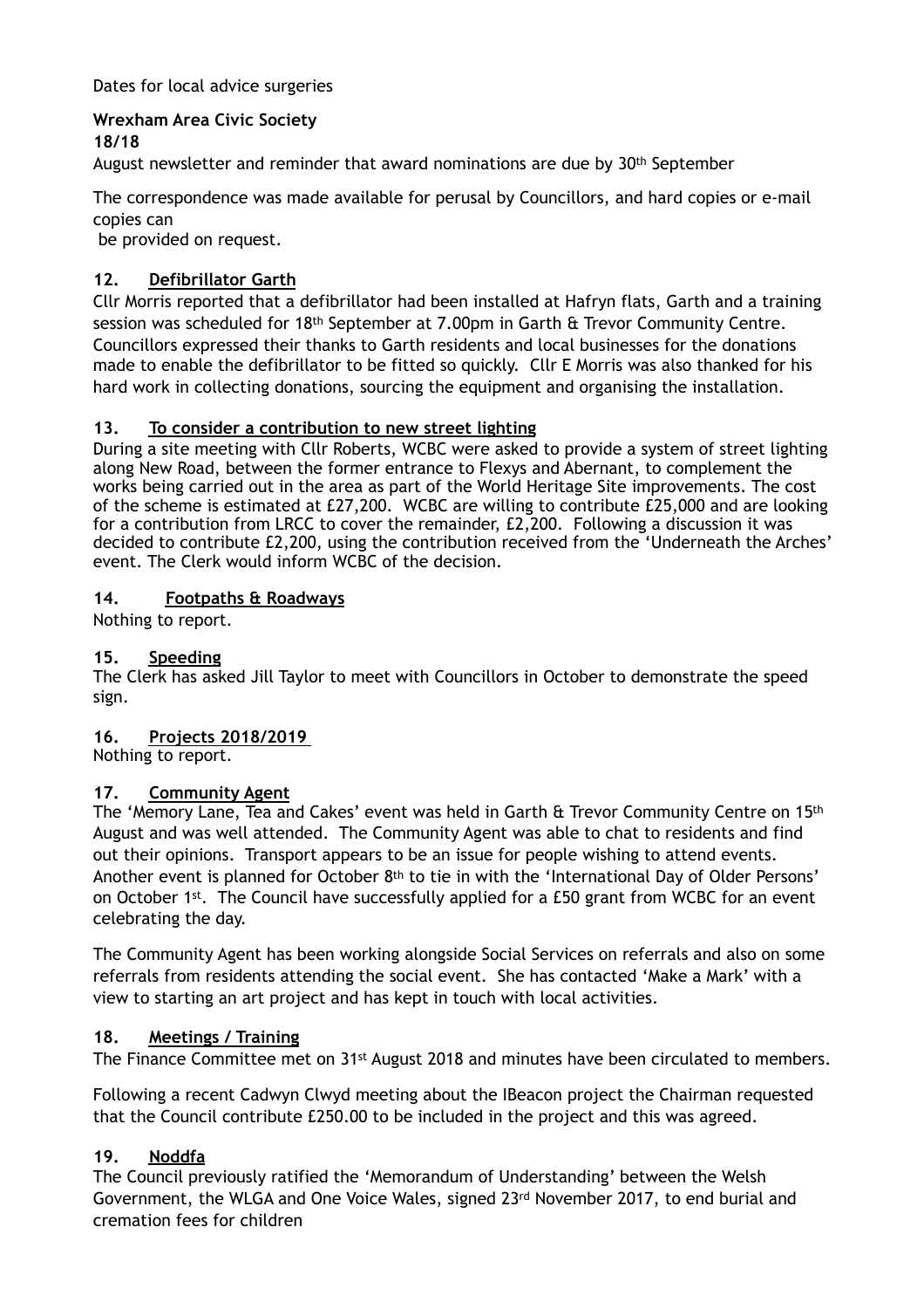Dates for local advice surgeries

**Wrexham Area Civic Society**
**18/18**
August newsletter and reminder that award nominations are due by 30th September

The correspondence was made available for perusal by Councillors, and hard copies or e-mail copies can
be provided on request.

## 12. Defibrillator Garth

Cllr Morris reported that a defibrillator had been installed at Hafryn flats, Garth and a training session was scheduled for 18th September at 7.00pm in Garth & Trevor Community Centre. Councillors expressed their thanks to Garth residents and local businesses for the donations made to enable the defibrillator to be fitted so quickly. Cllr E Morris was also thanked for his hard work in collecting donations, sourcing the equipment and organising the installation.

## 13. To consider a contribution to new street lighting

During a site meeting with Cllr Roberts, WCBC were asked to provide a system of street lighting along New Road, between the former entrance to Flexys and Abernant, to complement the works being carried out in the area as part of the World Heritage Site improvements. The cost of the scheme is estimated at £27,200. WCBC are willing to contribute £25,000 and are looking for a contribution from LRCC to cover the remainder, £2,200. Following a discussion it was decided to contribute £2,200, using the contribution received from the 'Underneath the Arches' event. The Clerk would inform WCBC of the decision.

## 14. Footpaths & Roadways

Nothing to report.

## 15. Speeding

The Clerk has asked Jill Taylor to meet with Councillors in October to demonstrate the speed sign.

## 16. Projects 2018/2019

Nothing to report.

## 17. Community Agent

The 'Memory Lane, Tea and Cakes' event was held in Garth & Trevor Community Centre on 15th August and was well attended. The Community Agent was able to chat to residents and find out their opinions. Transport appears to be an issue for people wishing to attend events. Another event is planned for October 8th to tie in with the 'International Day of Older Persons' on October 1st. The Council have successfully applied for a £50 grant from WCBC for an event celebrating the day.

The Community Agent has been working alongside Social Services on referrals and also on some referrals from residents attending the social event. She has contacted 'Make a Mark' with a view to starting an art project and has kept in touch with local activities.

## 18. Meetings / Training

The Finance Committee met on 31st August 2018 and minutes have been circulated to members.

Following a recent Cadwyn Clwyd meeting about the IBeacon project the Chairman requested that the Council contribute £250.00 to be included in the project and this was agreed.

## 19. Noddfa

The Council previously ratified the 'Memorandum of Understanding' between the Welsh Government, the WLGA and One Voice Wales, signed 23rd November 2017, to end burial and cremation fees for children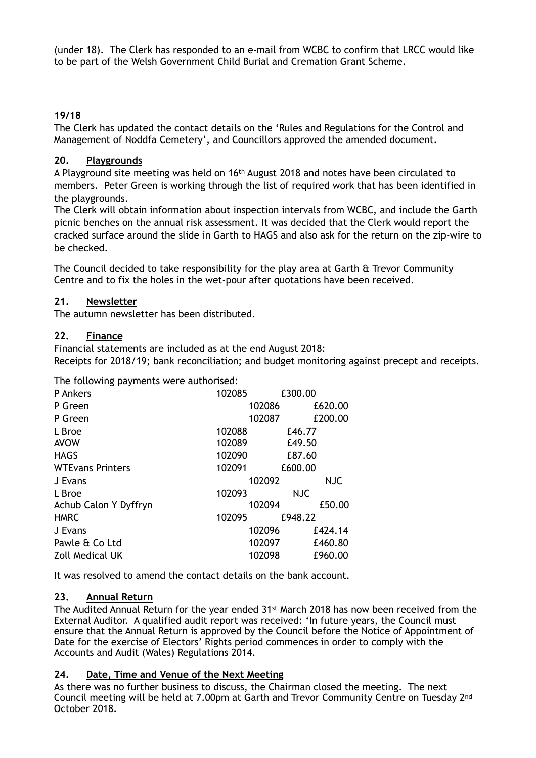(under 18). The Clerk has responded to an e-mail from WCBC to confirm that LRCC would like to be part of the Welsh Government Child Burial and Cremation Grant Scheme.

**19/18**

The Clerk has updated the contact details on the 'Rules and Regulations for the Control and Management of Noddfa Cemetery', and Councillors approved the amended document.

## 20. Playgrounds

A Playground site meeting was held on 16th August 2018 and notes have been circulated to members. Peter Green is working through the list of required work that has been identified in the playgrounds.

The Clerk will obtain information about inspection intervals from WCBC, and include the Garth picnic benches on the annual risk assessment. It was decided that the Clerk would report the cracked surface around the slide in Garth to HAGS and also ask for the return on the zip-wire to be checked.

The Council decided to take responsibility for the play area at Garth & Trevor Community Centre and to fix the holes in the wet-pour after quotations have been received.

## 21. Newsletter

The autumn newsletter has been distributed.

## 22. Finance

Financial statements are included as at the end August 2018:
Receipts for 2018/19; bank reconciliation; and budget monitoring against precept and receipts.

The following payments were authorised:

| | | |
|---|---|---|
| P Ankers | 102085 | £300.00 |
| P Green | 102086 | £620.00 |
| P Green | 102087 | £200.00 |
| L Broe | 102088 | £46.77 |
| AVOW | 102089 | £49.50 |
| HAGS | 102090 | £87.60 |
| WTEvans Printers | 102091 | £600.00 |
| J Evans | 102092 | NJC |
| L Broe | 102093 | NJC |
| Achub Calon Y Dyffryn | 102094 | £50.00 |
| HMRC | 102095 | £948.22 |
| J Evans | 102096 | £424.14 |
| Pawle & Co Ltd | 102097 | £460.80 |
| Zoll Medical UK | 102098 | £960.00 |

It was resolved to amend the contact details on the bank account.

## 23. Annual Return

The Audited Annual Return for the year ended 31st March 2018 has now been received from the External Auditor. A qualified audit report was received: 'In future years, the Council must ensure that the Annual Return is approved by the Council before the Notice of Appointment of Date for the exercise of Electors' Rights period commences in order to comply with the Accounts and Audit (Wales) Regulations 2014.

## 24. Date, Time and Venue of the Next Meeting

As there was no further business to discuss, the Chairman closed the meeting. The next Council meeting will be held at 7.00pm at Garth and Trevor Community Centre on Tuesday 2nd October 2018.